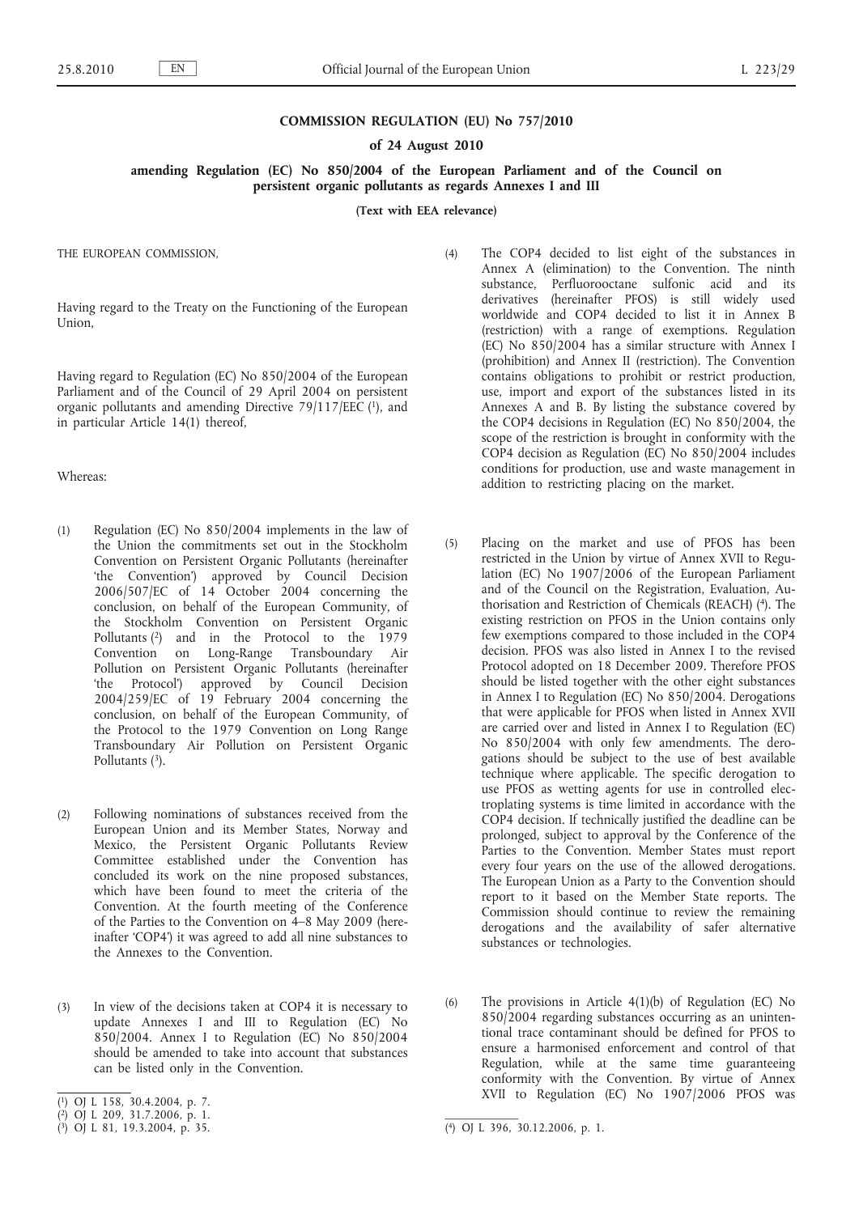# COMMISSION REGULATION (EU) No 757/2010

## of 24 August 2010

## amending Regulation (EC) No 850/2004 of the European Parliament and of the Council on persistent organic pollutants as regards Annexes I and III

**(Text with EEA relevance)**

THE EUROPEAN COMMISSION,

Having regard to the Treaty on the Functioning of the European Union,

Having regard to Regulation (EC) No 850/2004 of the European Parliament and of the Council of 29 April 2004 on persistent organic pollutants and amending Directive 79/117/EEC [1], and in particular Article 14(1) thereof,

Whereas:

(1) Regulation (EC) No 850/2004 implements in the law of the Union the commitments set out in the Stockholm Convention on Persistent Organic Pollutants (hereinafter 'the Convention') approved by Council Decision 2006/507/EC of 14 October 2004 concerning the conclusion, on behalf of the European Community, of the Stockholm Convention on Persistent Organic Pollutants [2] and in the Protocol to the 1979 Convention on Long-Range Transboundary Air Pollution on Persistent Organic Pollutants (hereinafter 'the Protocol') approved by Council Decision 2004/259/EC of 19 February 2004 concerning the conclusion, on behalf of the European Community, of the Protocol to the 1979 Convention on Long Range Transboundary Air Pollution on Persistent Organic Pollutants [3].

(2) Following nominations of substances received from the European Union and its Member States, Norway and Mexico, the Persistent Organic Pollutants Review Committee established under the Convention has concluded its work on the nine proposed substances, which have been found to meet the criteria of the Convention. At the fourth meeting of the Conference of the Parties to the Convention on 4–8 May 2009 (hereinafter 'COP4') it was agreed to add all nine substances to the Annexes to the Convention.

(3) In view of the decisions taken at COP4 it is necessary to update Annexes I and III to Regulation (EC) No 850/2004. Annex I to Regulation (EC) No 850/2004 should be amended to take into account that substances can be listed only in the Convention.

(4) The COP4 decided to list eight of the substances in Annex A (elimination) to the Convention. The ninth substance, Perfluorooctane sulfonic acid and its derivatives (hereinafter PFOS) is still widely used worldwide and COP4 decided to list it in Annex B (restriction) with a range of exemptions. Regulation (EC) No 850/2004 has a similar structure with Annex I (prohibition) and Annex II (restriction). The Convention contains obligations to prohibit or restrict production, use, import and export of the substances listed in its Annexes A and B. By listing the substance covered by the COP4 decisions in Regulation (EC) No 850/2004, the scope of the restriction is brought in conformity with the COP4 decision as Regulation (EC) No 850/2004 includes conditions for production, use and waste management in addition to restricting placing on the market.

(5) Placing on the market and use of PFOS has been restricted in the Union by virtue of Annex XVII to Regulation (EC) No 1907/2006 of the European Parliament and of the Council on the Registration, Evaluation, Authorisation and Restriction of Chemicals (REACH) [4]. The existing restriction on PFOS in the Union contains only few exemptions compared to those included in the COP4 decision. PFOS was also listed in Annex I to the revised Protocol adopted on 18 December 2009. Therefore PFOS should be listed together with the other eight substances in Annex I to Regulation (EC) No 850/2004. Derogations that were applicable for PFOS when listed in Annex XVII are carried over and listed in Annex I to Regulation (EC) No 850/2004 with only few amendments. The derogations should be subject to the use of best available technique where applicable. The specific derogation to use PFOS as wetting agents for use in controlled electroplating systems is time limited in accordance with the COP4 decision. If technically justified the deadline can be prolonged, subject to approval by the Conference of the Parties to the Convention. Member States must report every four years on the use of the allowed derogations. The European Union as a Party to the Convention should report to it based on the Member State reports. The Commission should continue to review the remaining derogations and the availability of safer alternative substances or technologies.

(6) The provisions in Article 4(1)(b) of Regulation (EC) No 850/2004 regarding substances occurring as an unintentional trace contaminant should be defined for PFOS to ensure a harmonised enforcement and control of that Regulation, while at the same time guaranteeing conformity with the Convention. By virtue of Annex XVII to Regulation (EC) No 1907/2006 PFOS was

---

[1] OJ L 158, 30.4.2004, p. 7.

[2] OJ L 209, 31.7.2006, p. 1.

[3] OJ L 81, 19.3.2004, p. 35.

[4] OJ L 396, 30.12.2006, p. 1.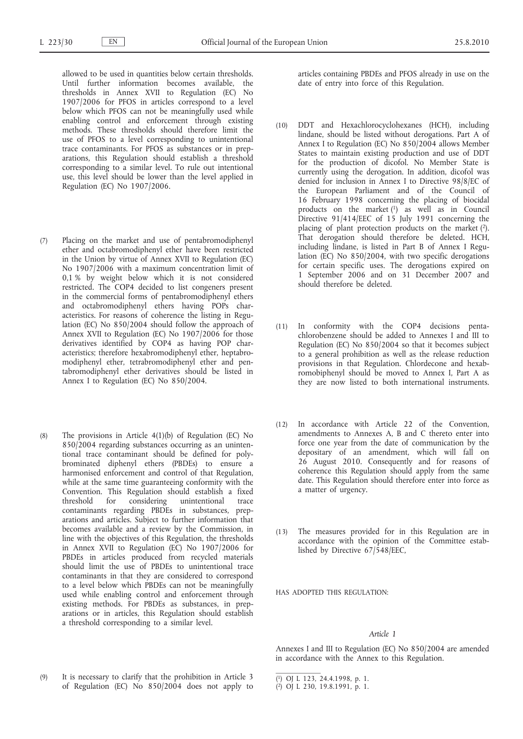allowed to be used in quantities below certain thresholds. Until further information becomes available, the thresholds in Annex XVII to Regulation (EC) No 1907/2006 for PFOS in articles correspond to a level below which PFOS can not be meaningfully used while enabling control and enforcement through existing methods. These thresholds should therefore limit the use of PFOS to a level corresponding to unintentional trace contaminants. For PFOS as substances or in preparations, this Regulation should establish a threshold corresponding to a similar level. To rule out intentional use, this level should be lower than the level applied in Regulation (EC) No 1907/2006.

(7) Placing on the market and use of pentabromodiphenyl ether and octabromodiphenyl ether have been restricted in the Union by virtue of Annex XVII to Regulation (EC) No 1907/2006 with a maximum concentration limit of 0,1 % by weight below which it is not considered restricted. The COP4 decided to list congeners present in the commercial forms of pentabromodiphenyl ethers and octabromodiphenyl ethers having POPs characteristics. For reasons of coherence the listing in Regulation (EC) No 850/2004 should follow the approach of Annex XVII to Regulation (EC) No 1907/2006 for those derivatives identified by COP4 as having POP characteristics; therefore hexabromodiphenyl ether, heptabromodiphenyl ether, tetrabromodiphenyl ether and pentabromodiphenyl ether derivatives should be listed in Annex I to Regulation (EC) No 850/2004.

(8) The provisions in Article 4(1)(b) of Regulation (EC) No 850/2004 regarding substances occurring as an unintentional trace contaminant should be defined for polybrominated diphenyl ethers (PBDEs) to ensure a harmonised enforcement and control of that Regulation, while at the same time guaranteeing conformity with the Convention. This Regulation should establish a fixed threshold for considering unintentional trace contaminants regarding PBDEs in substances, preparations and articles. Subject to further information that becomes available and a review by the Commission, in line with the objectives of this Regulation, the thresholds in Annex XVII to Regulation (EC) No 1907/2006 for PBDEs in articles produced from recycled materials should limit the use of PBDEs to unintentional trace contaminants in that they are considered to correspond to a level below which PBDEs can not be meaningfully used while enabling control and enforcement through existing methods. For PBDEs as substances, in preparations or in articles, this Regulation should establish a threshold corresponding to a similar level.

(9) It is necessary to clarify that the prohibition in Article 3 of Regulation (EC) No 850/2004 does not apply to articles containing PBDEs and PFOS already in use on the date of entry into force of this Regulation.

(10) DDT and Hexachlorocyclohexanes (HCH), including lindane, should be listed without derogations. Part A of Annex I to Regulation (EC) No 850/2004 allows Member States to maintain existing production and use of DDT for the production of dicofol. No Member State is currently using the derogation. In addition, dicofol was denied for inclusion in Annex I to Directive 98/8/EC of the European Parliament and of the Council of 16 February 1998 concerning the placing of biocidal products on the market [1] as well as in Council Directive 91/414/EEC of 15 July 1991 concerning the placing of plant protection products on the market [2]. That derogation should therefore be deleted. HCH, including lindane, is listed in Part B of Annex I Regulation (EC) No 850/2004, with two specific derogations for certain specific uses. The derogations expired on 1 September 2006 and on 31 December 2007 and should therefore be deleted.

(11) In conformity with the COP4 decisions pentachlorobenzene should be added to Annexes I and III to Regulation (EC) No 850/2004 so that it becomes subject to a general prohibition as well as the release reduction provisions in that Regulation. Chlordecone and hexabromobiphenyl should be moved to Annex I, Part A as they are now listed to both international instruments.

(12) In accordance with Article 22 of the Convention, amendments to Annexes A, B and C thereto enter into force one year from the date of communication by the depositary of an amendment, which will fall on 26 August 2010. Consequently and for reasons of coherence this Regulation should apply from the same date. This Regulation should therefore enter into force as a matter of urgency.

(13) The measures provided for in this Regulation are in accordance with the opinion of the Committee established by Directive 67/548/EEC,

HAS ADOPTED THIS REGULATION:

*Article 1*

Annexes I and III to Regulation (EC) No 850/2004 are amended in accordance with the Annex to this Regulation.

---

[1] OJ L 123, 24.4.1998, p. 1.

[2] OJ L 230, 19.8.1991, p. 1.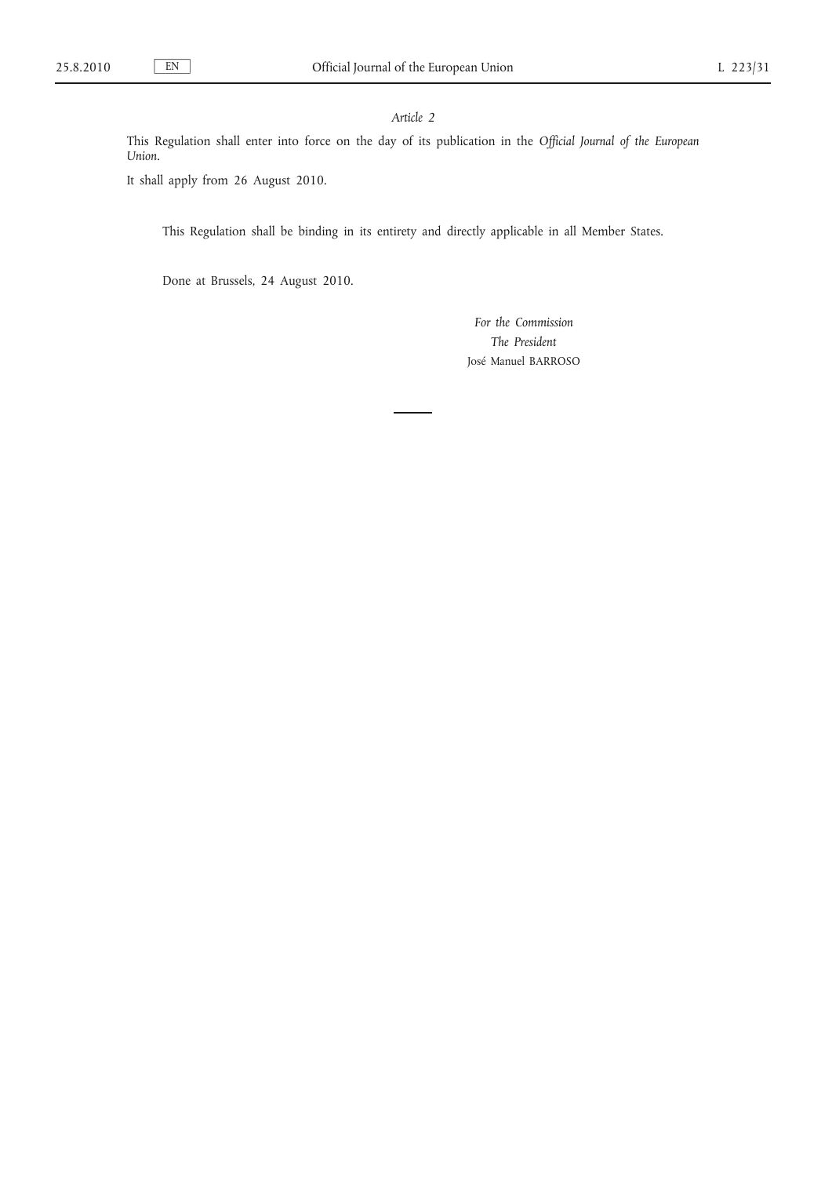*Article 2*

This Regulation shall enter into force on the day of its publication in the *Official Journal of the European Union*.

It shall apply from 26 August 2010.

This Regulation shall be binding in its entirety and directly applicable in all Member States.

Done at Brussels, 24 August 2010.

*For the Commission*
*The President*
José Manuel BARROSO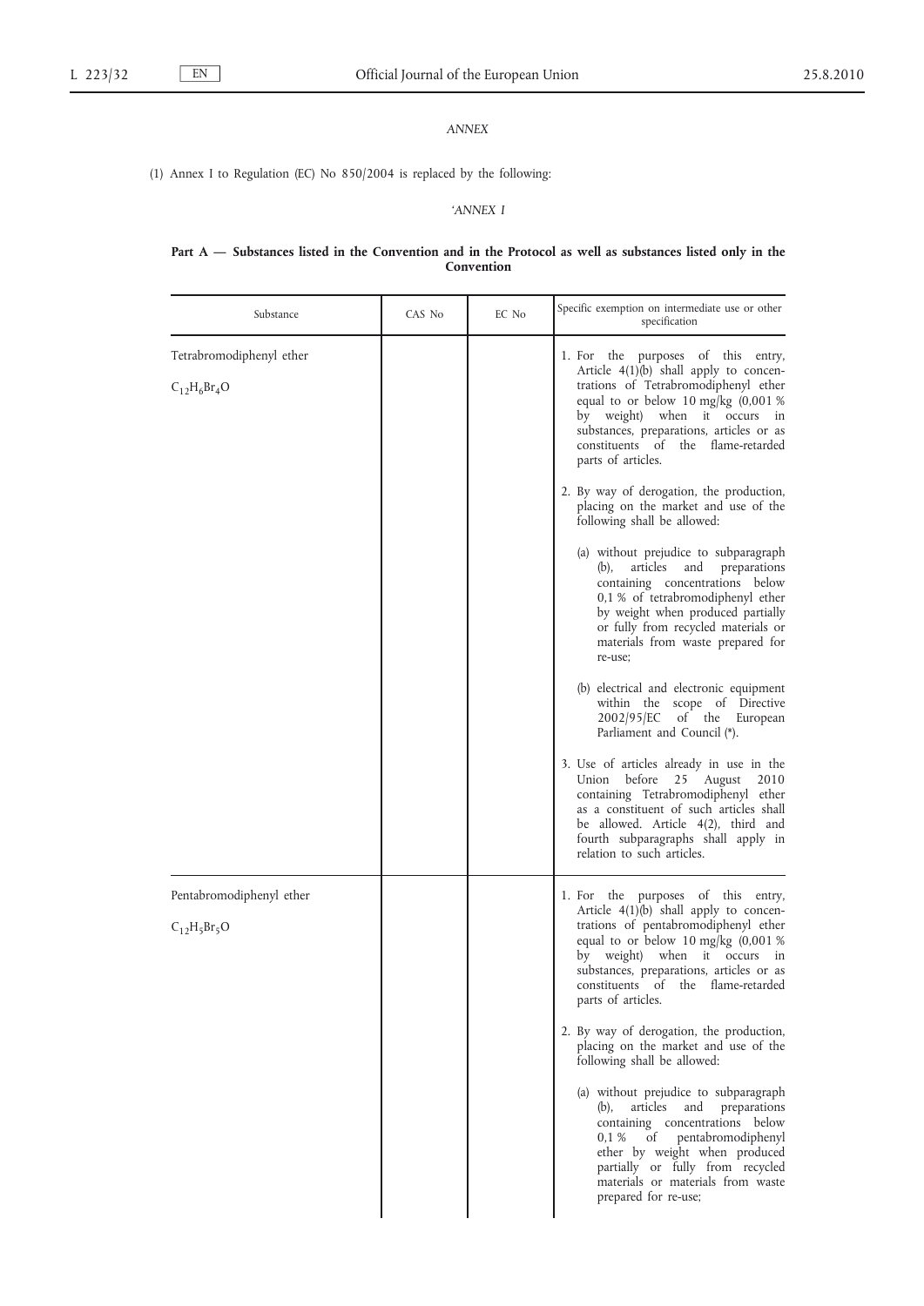*ANNEX*

(1) Annex I to Regulation (EC) No 850/2004 is replaced by the following:

'*ANNEX I*

**Part A — Substances listed in the Convention and in the Protocol as well as substances listed only in the Convention**

| Substance | CAS No | EC No | Specific exemption on intermediate use or other specification |
|---|---|---|---|
| Tetrabromodiphenyl ether<br><br>$C_{12}H_6Br_4O$ | | | 1. For the purposes of this entry, Article 4(1)(b) shall apply to concentrations of Tetrabromodiphenyl ether equal to or below 10 mg/kg (0,001 % by weight) when it occurs in substances, preparations, articles or as constituents of the flame-retarded parts of articles.<br><br>2. By way of derogation, the production, placing on the market and use of the following shall be allowed:<br><br>(a) without prejudice to subparagraph (b), articles and preparations containing concentrations below 0,1 % of tetrabromodiphenyl ether by weight when produced partially or fully from recycled materials or materials from waste prepared for re-use;<br><br>(b) electrical and electronic equipment within the scope of Directive 2002/95/EC of the European Parliament and Council (*).<br><br>3. Use of articles already in use in the Union before 25 August 2010 containing Tetrabromodiphenyl ether as a constituent of such articles shall be allowed. Article 4(2), third and fourth subparagraphs shall apply in relation to such articles. |
| Pentabromodiphenyl ether<br><br>$C_{12}H_5Br_5O$ | | | 1. For the purposes of this entry, Article 4(1)(b) shall apply to concentrations of pentabromodiphenyl ether equal to or below 10 mg/kg (0,001 % by weight) when it occurs in substances, preparations, articles or as constituents of the flame-retarded parts of articles.<br><br>2. By way of derogation, the production, placing on the market and use of the following shall be allowed:<br><br>(a) without prejudice to subparagraph (b), articles and preparations containing concentrations below 0,1 % of pentabromodiphenyl ether by weight when produced partially or fully from recycled materials or materials from waste prepared for re-use; |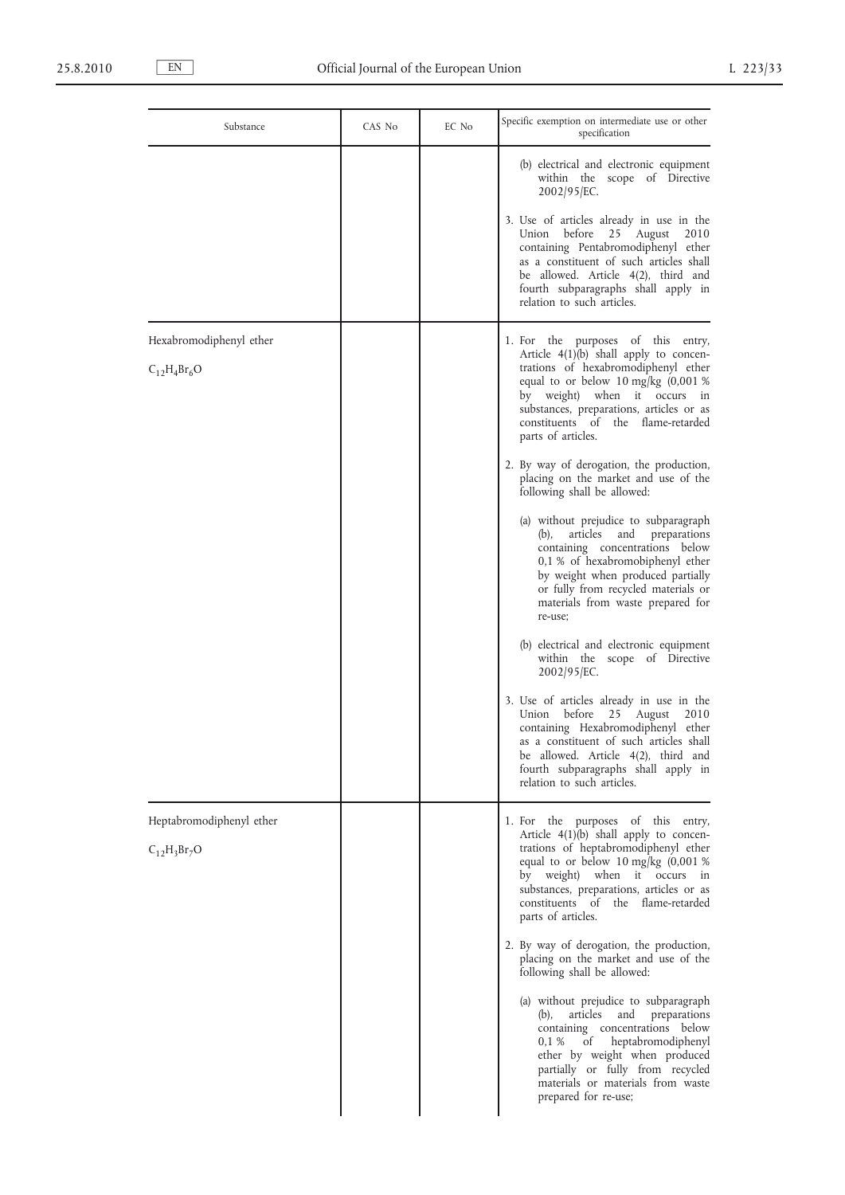| Substance | CAS No | EC No | Specific exemption on intermediate use or other specification |
| --- | --- | --- | --- |
| | | | (b) electrical and electronic equipment within the scope of Directive 2002/95/EC.<br><br>3. Use of articles already in use in the Union before 25 August 2010 containing Pentabromodiphenyl ether as a constituent of such articles shall be allowed. Article 4(2), third and fourth subparagraphs shall apply in relation to such articles. |
| Hexabromodiphenyl ether<br><br>$C_{12}H_4Br_6O$ | | | 1. For the purposes of this entry, Article 4(1)(b) shall apply to concentrations of hexabromodiphenyl ether equal to or below 10 mg/kg (0,001 % by weight) when it occurs in substances, preparations, articles or as constituents of the flame-retarded parts of articles.<br><br>2. By way of derogation, the production, placing on the market and use of the following shall be allowed:<br><br>(a) without prejudice to subparagraph (b), articles and preparations containing concentrations below 0,1 % of hexabromobiphenyl ether by weight when produced partially or fully from recycled materials or materials from waste prepared for re-use;<br><br>(b) electrical and electronic equipment within the scope of Directive 2002/95/EC.<br><br>3. Use of articles already in use in the Union before 25 August 2010 containing Hexabromodiphenyl ether as a constituent of such articles shall be allowed. Article 4(2), third and fourth subparagraphs shall apply in relation to such articles. |
| Heptabromodiphenyl ether<br><br>$C_{12}H_3Br_7O$ | | | 1. For the purposes of this entry, Article 4(1)(b) shall apply to concentrations of heptabromodiphenyl ether equal to or below 10 mg/kg (0,001 % by weight) when it occurs in substances, preparations, articles or as constituents of the flame-retarded parts of articles.<br><br>2. By way of derogation, the production, placing on the market and use of the following shall be allowed:<br><br>(a) without prejudice to subparagraph (b), articles and preparations containing concentrations below 0,1 % of heptabromodiphenyl ether by weight when produced partially or fully from recycled materials or materials from waste prepared for re-use; |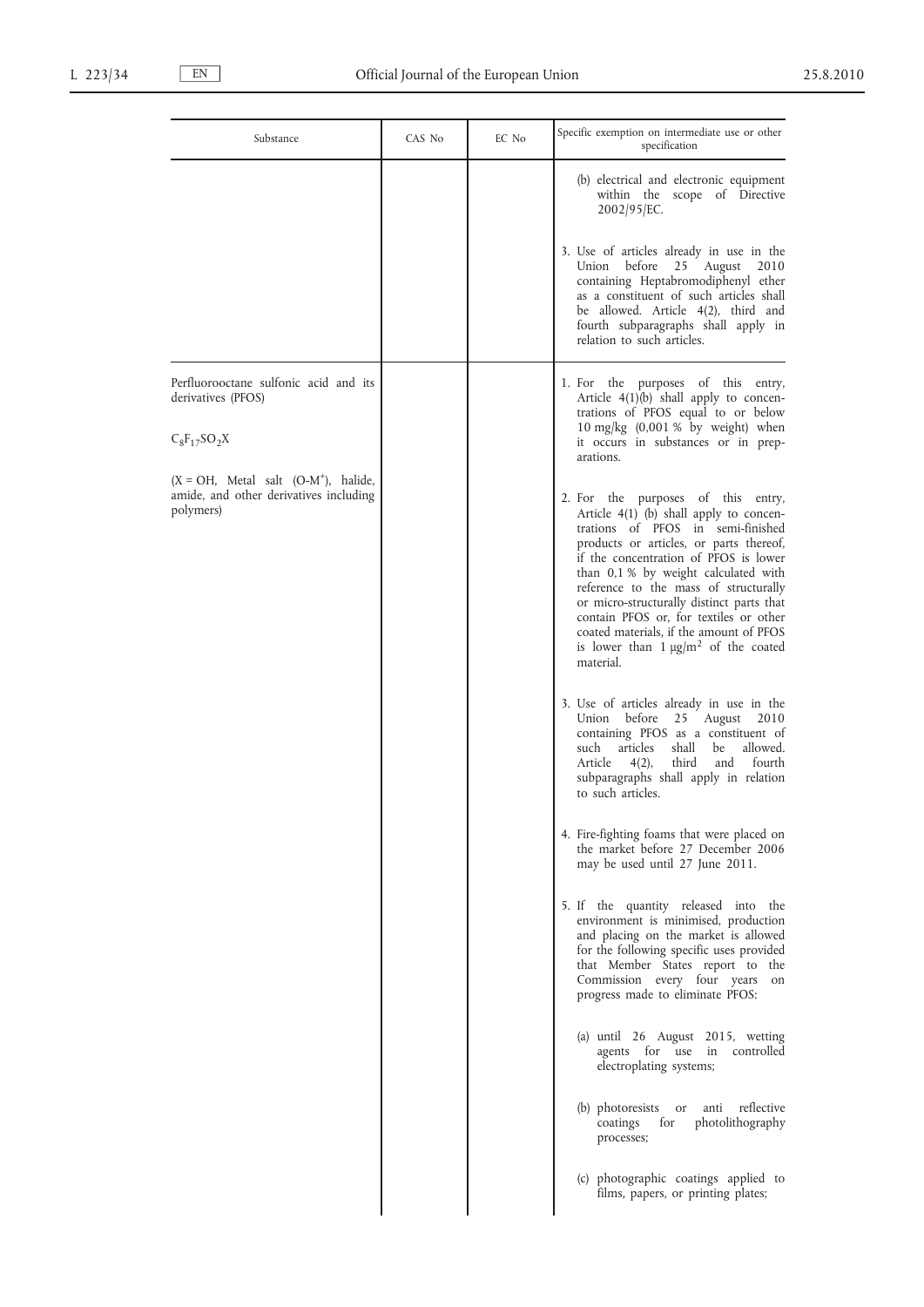| Substance | CAS No | EC No | Specific exemption on intermediate use or other specification |
|---|---|---|---|
| | | | (b) electrical and electronic equipment within the scope of Directive 2002/95/EC.<br><br>3. Use of articles already in use in the Union before 25 August 2010 containing Heptabromodiphenyl ether as a constituent of such articles shall be allowed. Article 4(2), third and fourth subparagraphs shall apply in relation to such articles. |
| Perfluorooctane sulfonic acid and its derivatives (PFOS)<br><br>$C_8F_{17}SO_2X$<br><br>($X = OH$, Metal salt ($O\text{-}M^+$), halide, amide, and other derivatives including polymers) | | | 1. For the purposes of this entry, Article 4(1)(b) shall apply to concentrations of PFOS equal to or below 10 mg/kg (0,001 % by weight) when it occurs in substances or in preparations.<br><br>2. For the purposes of this entry, Article 4(1) (b) shall apply to concentrations of PFOS in semi-finished products or articles, or parts thereof, if the concentration of PFOS is lower than 0,1 % by weight calculated with reference to the mass of structurally or micro-structurally distinct parts that contain PFOS or, for textiles or other coated materials, if the amount of PFOS is lower than 1 μg/m$^2$ of the coated material.<br><br>3. Use of articles already in use in the Union before 25 August 2010 containing PFOS as a constituent of such articles shall be allowed. Article 4(2), third and fourth subparagraphs shall apply in relation to such articles.<br><br>4. Fire-fighting foams that were placed on the market before 27 December 2006 may be used until 27 June 2011.<br><br>5. If the quantity released into the environment is minimised, production and placing on the market is allowed for the following specific uses provided that Member States report to the Commission every four years on progress made to eliminate PFOS:<br><br>(a) until 26 August 2015, wetting agents for use in controlled electroplating systems;<br><br>(b) photoresists or anti reflective coatings for photolithography processes;<br><br>(c) photographic coatings applied to films, papers, or printing plates; |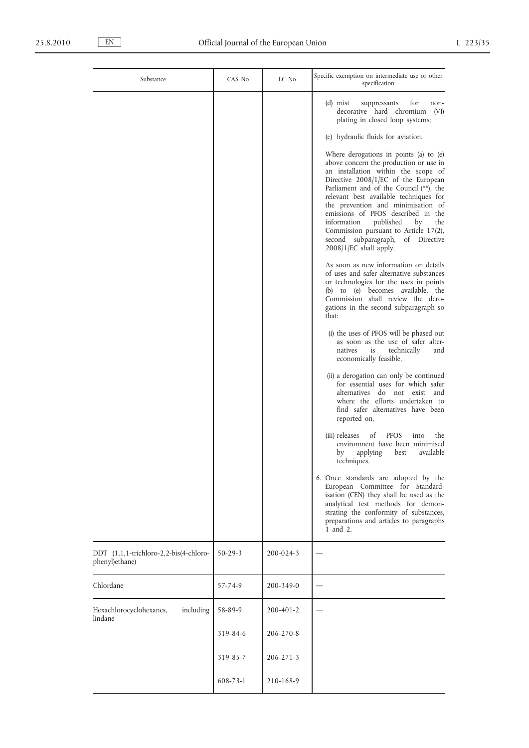| Substance | CAS No | EC No | Specific exemption on intermediate use or other specification |
|---|---|---|---|
| | | | (d) mist suppressants for non-decorative hard chromium (VI) plating in closed loop systems;<br><br>(e) hydraulic fluids for aviation.<br><br>Where derogations in points (a) to (e) above concern the production or use in an installation within the scope of Directive 2008/1/EC of the European Parliament and of the Council (**), the relevant best available techniques for the prevention and minimisation of emissions of PFOS described in the information published by the Commission pursuant to Article 17(2), second subparagraph, of Directive 2008/1/EC shall apply.<br><br>As soon as new information on details of uses and safer alternative substances or technologies for the uses in points (b) to (e) becomes available, the Commission shall review the derogations in the second subparagraph so that:<br><br>(i) the uses of PFOS will be phased out as soon as the use of safer alternatives is technically and economically feasible,<br><br>(ii) a derogation can only be continued for essential uses for which safer alternatives do not exist and where the efforts undertaken to find safer alternatives have been reported on,<br><br>(iii) releases of PFOS into the environment have been minimised by applying best available techniques.<br><br>6. Once standards are adopted by the European Committee for Standardisation (CEN) they shall be used as the analytical test methods for demonstrating the conformity of substances, preparations and articles to paragraphs 1 and 2. |
| DDT (1,1,1-trichloro-2,2-bis(4-chlorophenyl)ethane) | 50-29-3 | 200-024-3 | — |
| Chlordane | 57-74-9 | 200-349-0 | — |
| Hexachlorocyclohexanes, including lindane | 58-89-9 | 200-401-2 | — |
| | 319-84-6 | 206-270-8 | |
| | 319-85-7 | 206-271-3 | |
| | 608-73-1 | 210-168-9 | |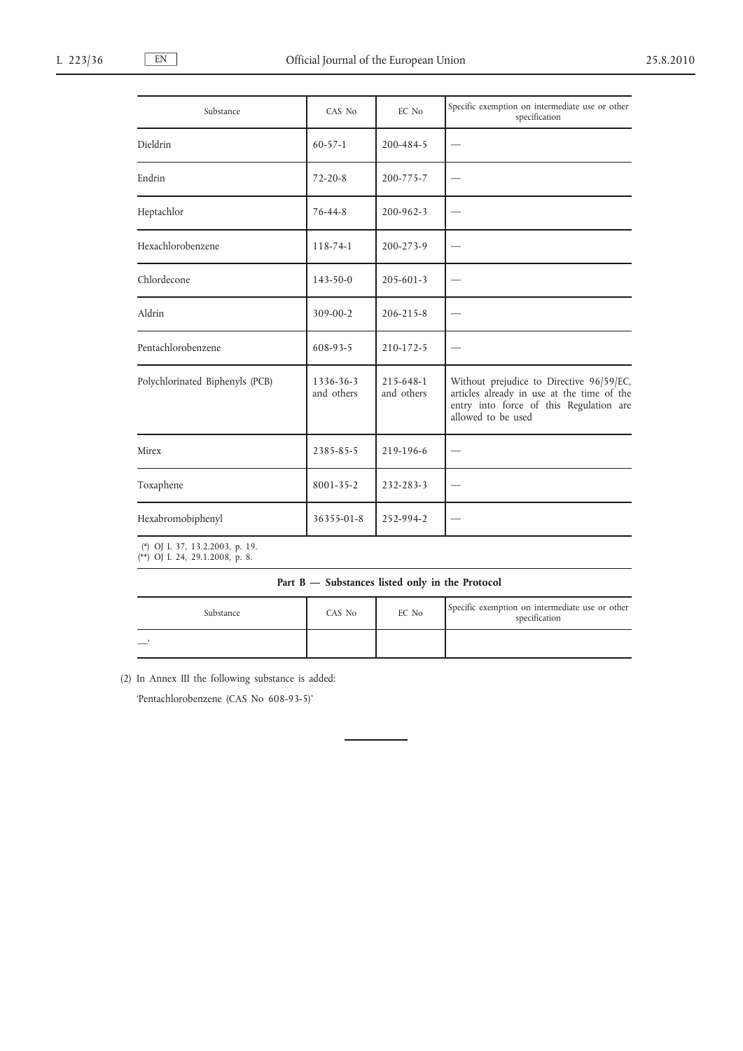| Substance | CAS No | EC No | Specific exemption on intermediate use or other specification |
|---|---|---|---|
| Dieldrin | 60-57-1 | 200-484-5 | — |
| Endrin | 72-20-8 | 200-775-7 | — |
| Heptachlor | 76-44-8 | 200-962-3 | — |
| Hexachlorobenzene | 118-74-1 | 200-273-9 | — |
| Chlordecone | 143-50-0 | 205-601-3 | — |
| Aldrin | 309-00-2 | 206-215-8 | — |
| Pentachlorobenzene | 608-93-5 | 210-172-5 | — |
| Polychlorinated Biphenyls (PCB) | 1336-36-3 and others | 215-648-1 and others | Without prejudice to Directive 96/59/EC, articles already in use at the time of the entry into force of this Regulation are allowed to be used |
| Mirex | 2385-85-5 | 219-196-6 | — |
| Toxaphene | 8001-35-2 | 232-283-3 | — |
| Hexabromobiphenyl | 36355-01-8 | 252-994-2 | — |

(*) OJ L 37, 13.2.2003, p. 19.
(**) OJ L 24, 29.1.2008, p. 8.

**Part B — Substances listed only in the Protocol**

| Substance | CAS No | EC No | Specific exemption on intermediate use or other specification |
|---|---|---|---|
| —' | | | |

(2) In Annex III the following substance is added:

'Pentachlorobenzene (CAS No 608-93-5)'